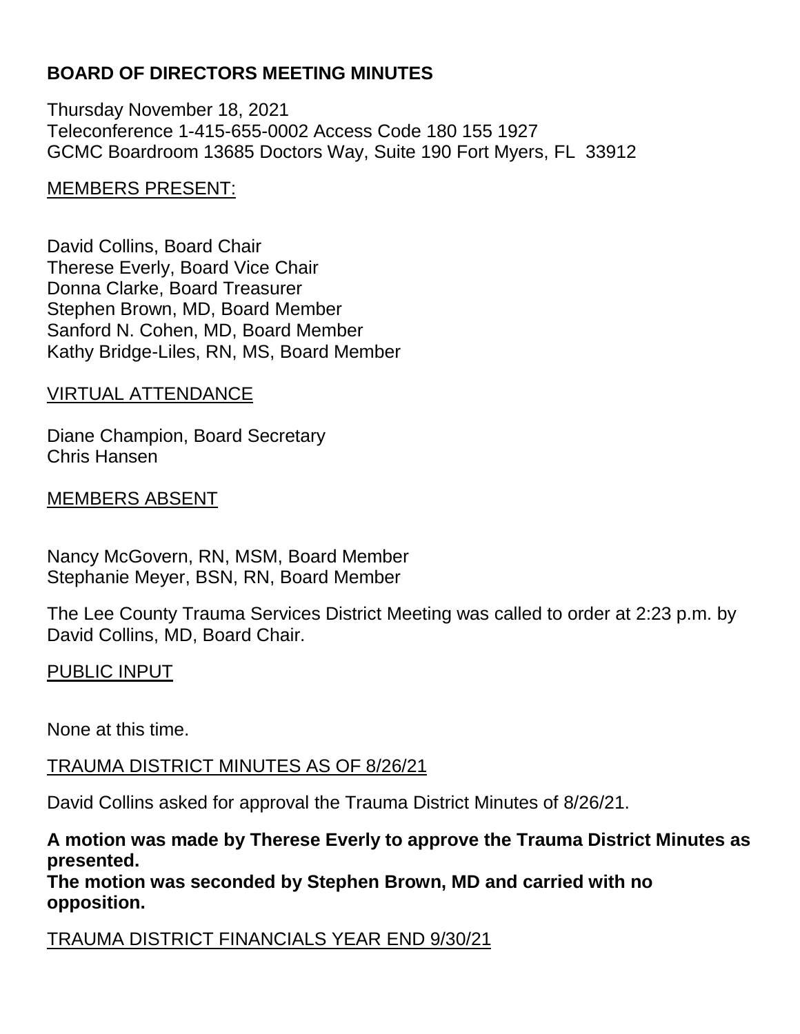**BOARD OF DIRECTORS MEETING MINUTES**

Thursday November 18, 2021
Teleconference 1-415-655-0002 Access Code 180 155 1927
GCMC Boardroom 13685 Doctors Way, Suite 190 Fort Myers, FL 33912

MEMBERS PRESENT:

David Collins, Board Chair
Therese Everly, Board Vice Chair
Donna Clarke, Board Treasurer
Stephen Brown, MD, Board Member
Sanford N. Cohen, MD, Board Member
Kathy Bridge-Liles, RN, MS, Board Member

VIRTUAL ATTENDANCE

Diane Champion, Board Secretary
Chris Hansen

MEMBERS ABSENT

Nancy McGovern, RN, MSM, Board Member
Stephanie Meyer, BSN, RN, Board Member

The Lee County Trauma Services District Meeting was called to order at 2:23 p.m. by David Collins, MD, Board Chair.

PUBLIC INPUT

None at this time.

TRAUMA DISTRICT MINUTES AS OF 8/26/21

David Collins asked for approval the Trauma District Minutes of 8/26/21.

**A motion was made by Therese Everly to approve the Trauma District Minutes as presented.**
**The motion was seconded by Stephen Brown, MD and carried with no opposition.**

TRAUMA DISTRICT FINANCIALS YEAR END 9/30/21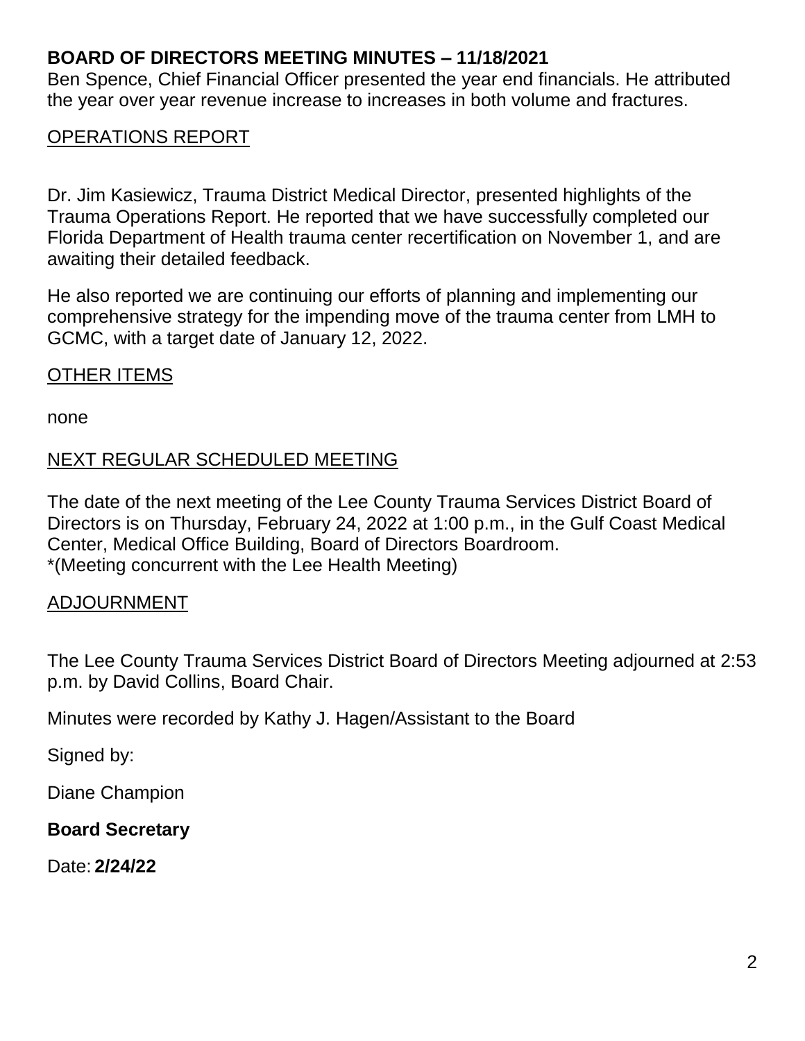**BOARD OF DIRECTORS MEETING MINUTES – 11/18/2021**

Ben Spence, Chief Financial Officer presented the year end financials. He attributed the year over year revenue increase to increases in both volume and fractures.

OPERATIONS REPORT

Dr. Jim Kasiewicz, Trauma District Medical Director, presented highlights of the Trauma Operations Report. He reported that we have successfully completed our Florida Department of Health trauma center recertification on November 1, and are awaiting their detailed feedback.

He also reported we are continuing our efforts of planning and implementing our comprehensive strategy for the impending move of the trauma center from LMH to GCMC, with a target date of January 12, 2022.

OTHER ITEMS

none

NEXT REGULAR SCHEDULED MEETING

The date of the next meeting of the Lee County Trauma Services District Board of Directors is on Thursday, February 24, 2022 at 1:00 p.m., in the Gulf Coast Medical Center, Medical Office Building, Board of Directors Boardroom.
*(Meeting concurrent with the Lee Health Meeting)

ADJOURNMENT

The Lee County Trauma Services District Board of Directors Meeting adjourned at 2:53 p.m. by David Collins, Board Chair.

Minutes were recorded by Kathy J. Hagen/Assistant to the Board

Signed by:

Diane Champion

**Board Secretary**

Date: **2/24/22**